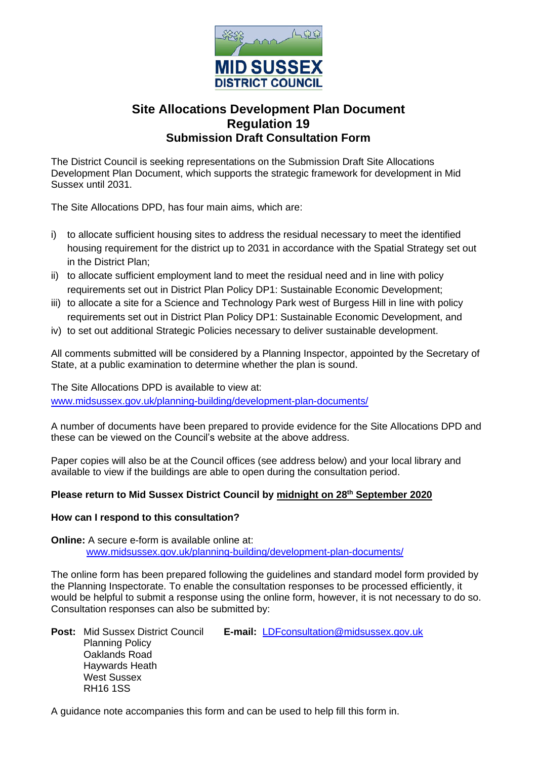# Site Allocations Development Plan Document
## Regulation 19
## Submission Draft Consultation Form

The District Council is seeking representations on the Submission Draft Site Allocations Development Plan Document, which supports the strategic framework for development in Mid Sussex until 2031.

The Site Allocations DPD, has four main aims, which are:

i) to allocate sufficient housing sites to address the residual necessary to meet the identified housing requirement for the district up to 2031 in accordance with the Spatial Strategy set out in the District Plan;
ii) to allocate sufficient employment land to meet the residual need and in line with policy requirements set out in District Plan Policy DP1: Sustainable Economic Development;
iii) to allocate a site for a Science and Technology Park west of Burgess Hill in line with policy requirements set out in District Plan Policy DP1: Sustainable Economic Development, and
iv) to set out additional Strategic Policies necessary to deliver sustainable development.

All comments submitted will be considered by a Planning Inspector, appointed by the Secretary of State, at a public examination to determine whether the plan is sound.

The Site Allocations DPD is available to view at:
www.midsussex.gov.uk/planning-building/development-plan-documents/

A number of documents have been prepared to provide evidence for the Site Allocations DPD and these can be viewed on the Council's website at the above address.

Paper copies will also be at the Council offices (see address below) and your local library and available to view if the buildings are able to open during the consultation period.

**Please return to Mid Sussex District Council by <u>midnight on 28th September 2020</u>**

**How can I respond to this consultation?**

**Online:** A secure e-form is available online at:
www.midsussex.gov.uk/planning-building/development-plan-documents/

The online form has been prepared following the guidelines and standard model form provided by the Planning Inspectorate. To enable the consultation responses to be processed efficiently, it would be helpful to submit a response using the online form, however, it is not necessary to do so. Consultation responses can also be submitted by:

**Post:** Mid Sussex District Council
Planning Policy
Oaklands Road
Haywards Heath
West Sussex
RH16 1SS

**E-mail:** LDFconsultation@midsussex.gov.uk

A guidance note accompanies this form and can be used to help fill this form in.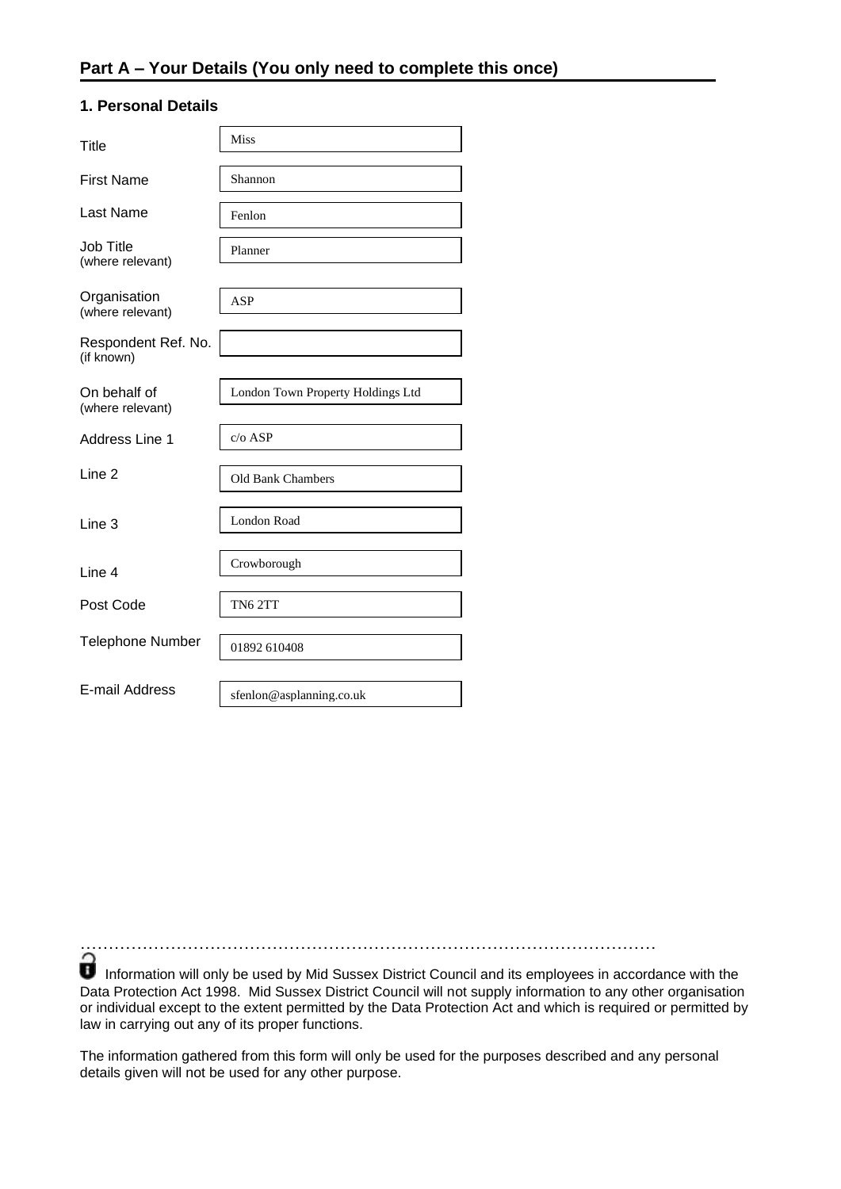## Part A – Your Details (You only need to complete this once)

### 1. Personal Details

| Field | Details |
|---|---|
| Title | Miss |
| First Name | Shannon |
| Last Name | Fenlon |
| Job Title (where relevant) | Planner |
| Organisation (where relevant) | ASP |
| Respondent Ref. No. (if known) | |
| On behalf of (where relevant) | London Town Property Holdings Ltd |
| Address Line 1 | c/o ASP |
| Line 2 | Old Bank Chambers |
| Line 3 | London Road |
| Line 4 | Crowborough |
| Post Code | TN6 2TT |
| Telephone Number | 01892 610408 |
| E-mail Address | sfenlon@asplanning.co.uk |

…………………………………………………………………………………………

Information will only be used by Mid Sussex District Council and its employees in accordance with the Data Protection Act 1998. Mid Sussex District Council will not supply information to any other organisation or individual except to the extent permitted by the Data Protection Act and which is required or permitted by law in carrying out any of its proper functions.

The information gathered from this form will only be used for the purposes described and any personal details given will not be used for any other purpose.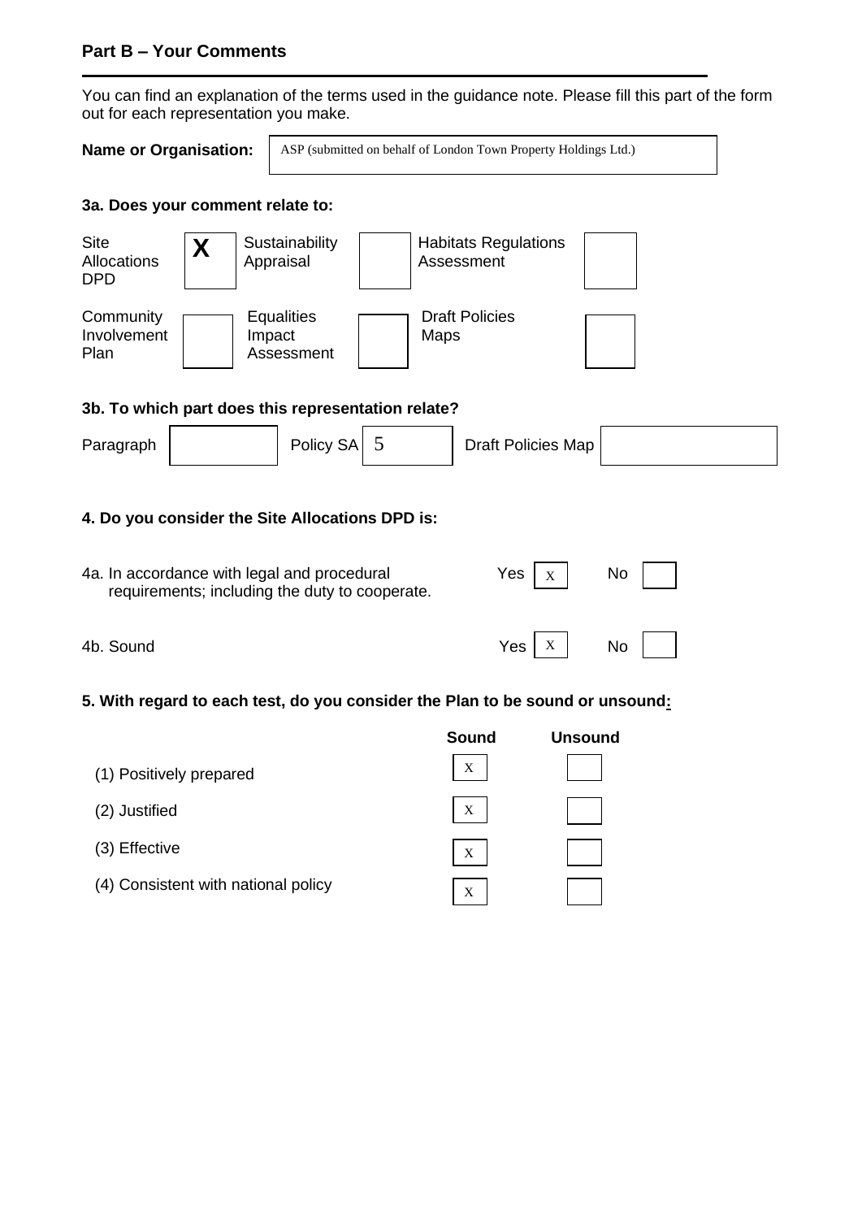## Part B – Your Comments

---

You can find an explanation of the terms used in the guidance note. Please fill this part of the form out for each representation you make.

**Name or Organisation:** ASP (submitted on behalf of London Town Property Holdings Ltd.)

### 3a. Does your comment relate to:

| | | | | | |
|---|---|---|---|---|---|
| Site Allocations DPD | X | Sustainability Appraisal | | Habitats Regulations Assessment | |
| Community Involvement Plan | | Equalities Impact Assessment | | Draft Policies Maps | |

### 3b. To which part does this representation relate?

| Paragraph | | Policy SA | 5 | Draft Policies Map | |
|---|---|---|---|---|---|

### 4. Do you consider the Site Allocations DPD is:

| | Yes | No |
|---|---|---|
| 4a. In accordance with legal and procedural requirements; including the duty to cooperate. | X | |
| 4b. Sound | X | |

### 5. With regard to each test, do you consider the Plan to be sound or unsound:

| | Sound | Unsound |
|---|---|---|
| (1) Positively prepared | X | |
| (2) Justified | X | |
| (3) Effective | X | |
| (4) Consistent with national policy | X | |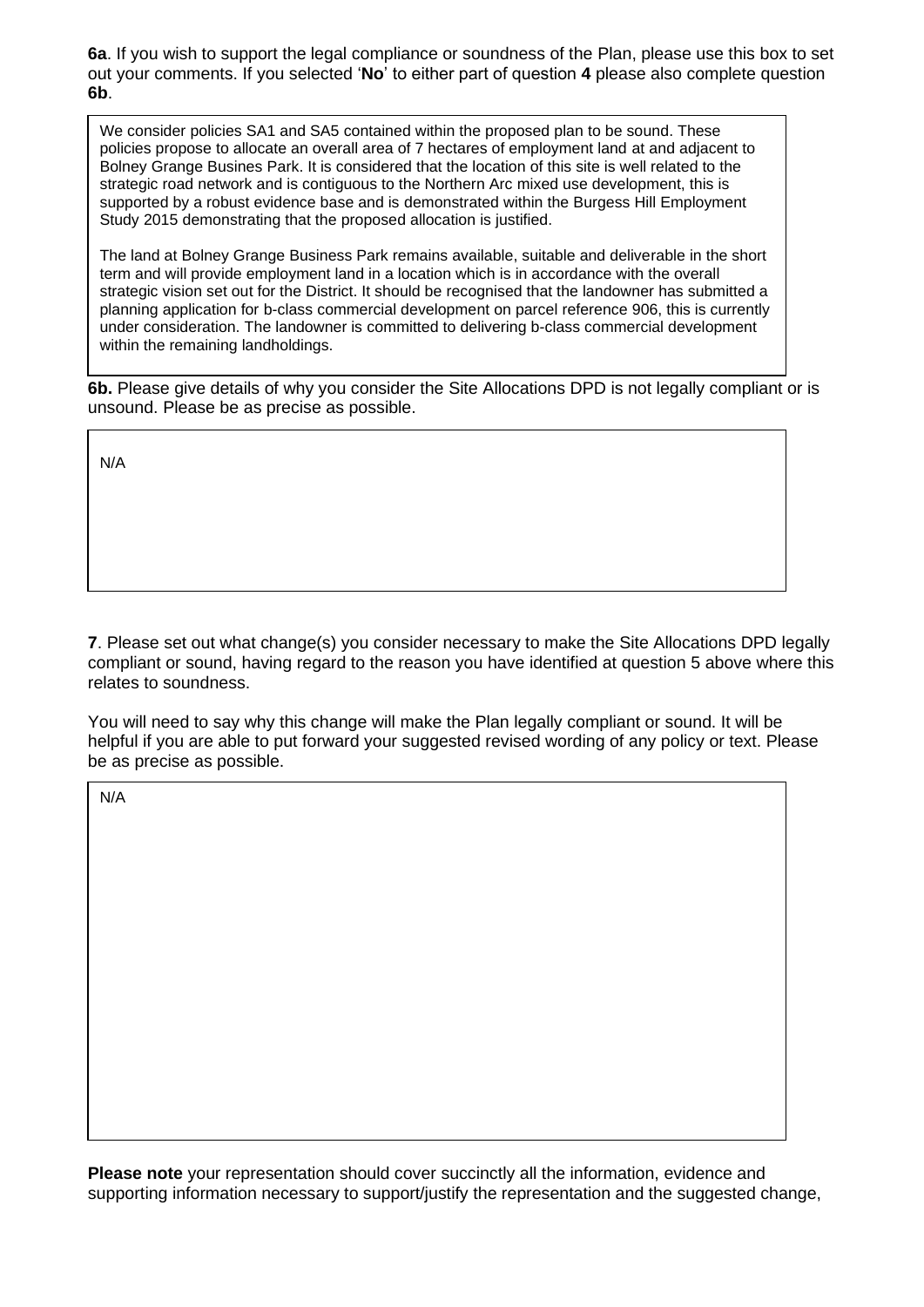**6a**. If you wish to support the legal compliance or soundness of the Plan, please use this box to set out your comments. If you selected '**No**' to either part of question **4** please also complete question **6b**.

We consider policies SA1 and SA5 contained within the proposed plan to be sound. These policies propose to allocate an overall area of 7 hectares of employment land at and adjacent to Bolney Grange Busines Park. It is considered that the location of this site is well related to the strategic road network and is contiguous to the Northern Arc mixed use development, this is supported by a robust evidence base and is demonstrated within the Burgess Hill Employment Study 2015 demonstrating that the proposed allocation is justified.

The land at Bolney Grange Business Park remains available, suitable and deliverable in the short term and will provide employment land in a location which is in accordance with the overall strategic vision set out for the District. It should be recognised that the landowner has submitted a planning application for b-class commercial development on parcel reference 906, this is currently under consideration. The landowner is committed to delivering b-class commercial development within the remaining landholdings.

**6b.** Please give details of why you consider the Site Allocations DPD is not legally compliant or is unsound. Please be as precise as possible.

N/A

**7**. Please set out what change(s) you consider necessary to make the Site Allocations DPD legally compliant or sound, having regard to the reason you have identified at question 5 above where this relates to soundness.

You will need to say why this change will make the Plan legally compliant or sound. It will be helpful if you are able to put forward your suggested revised wording of any policy or text. Please be as precise as possible.

N/A

**Please note** your representation should cover succinctly all the information, evidence and supporting information necessary to support/justify the representation and the suggested change,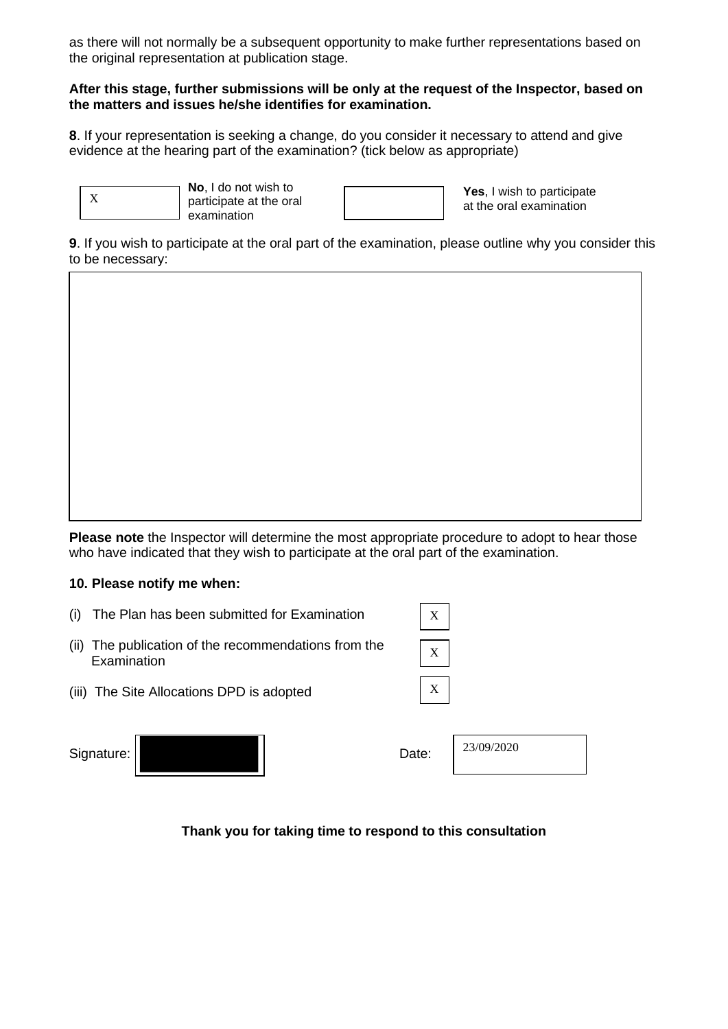as there will not normally be a subsequent opportunity to make further representations based on the original representation at publication stage.

**After this stage, further submissions will be only at the request of the Inspector, based on the matters and issues he/she identifies for examination.**

**8**. If your representation is seeking a change, do you consider it necessary to attend and give evidence at the hearing part of the examination? (tick below as appropriate)

| | | | |
|---|---|---|---|
| X | **No**, I do not wish to participate at the oral examination | | **Yes**, I wish to participate at the oral examination |

**9**. If you wish to participate at the oral part of the examination, please outline why you consider this to be necessary:

**Please note** the Inspector will determine the most appropriate procedure to adopt to hear those who have indicated that they wish to participate at the oral part of the examination.

**10. Please notify me when:**

| | |
|---|---|
| (i) The Plan has been submitted for Examination | X |
| (ii) The publication of the recommendations from the Examination | X |
| (iii) The Site Allocations DPD is adopted | X |

Signature: [redacted]

Date: 23/09/2020

**Thank you for taking time to respond to this consultation**